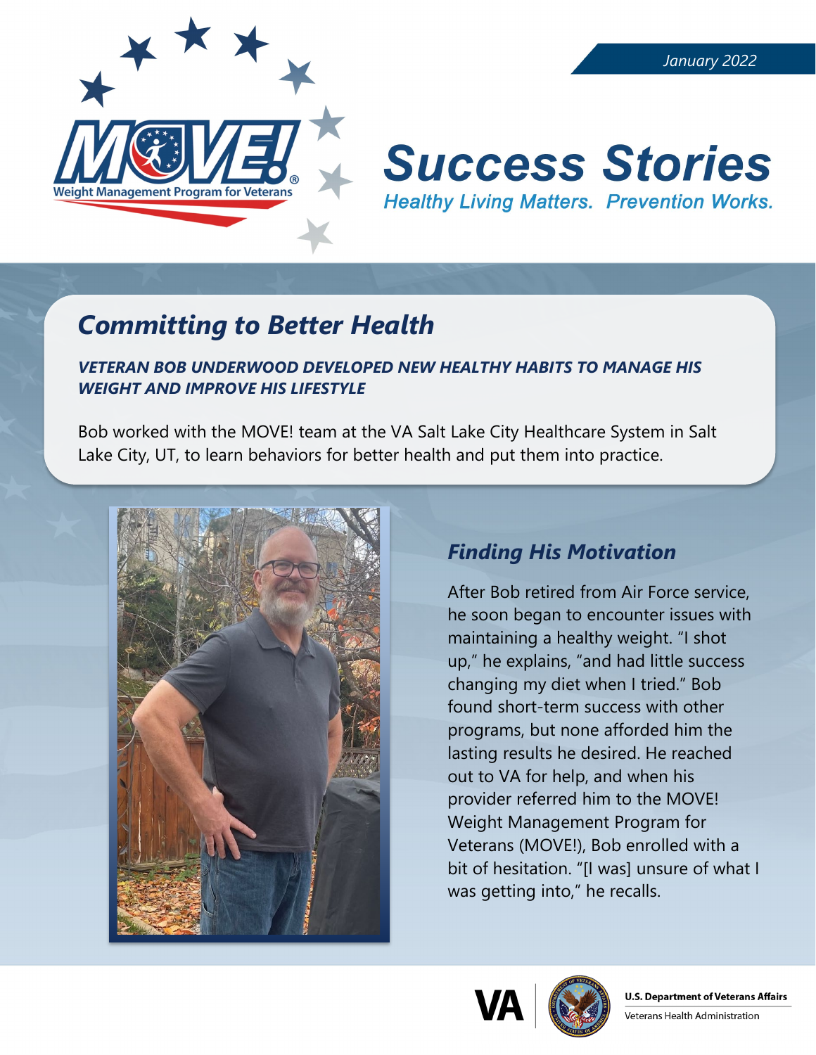January 2022

# Success Stories

*Healthy Living Matters. Prevention Works.*

## Committing to Better Health

***VETERAN BOB UNDERWOOD DEVELOPED NEW HEALTHY HABITS TO MANAGE HIS WEIGHT AND IMPROVE HIS LIFESTYLE***

Bob worked with the MOVE! team at the VA Salt Lake City Healthcare System in Salt Lake City, UT, to learn behaviors for better health and put them into practice.

### Finding His Motivation

After Bob retired from Air Force service, he soon began to encounter issues with maintaining a healthy weight. "I shot up," he explains, "and had little success changing my diet when I tried." Bob found short-term success with other programs, but none afforded him the lasting results he desired. He reached out to VA for help, and when his provider referred him to the MOVE! Weight Management Program for Veterans (MOVE!), Bob enrolled with a bit of hesitation. "[I was] unsure of what I was getting into," he recalls.

U.S. Department of Veterans Affairs
Veterans Health Administration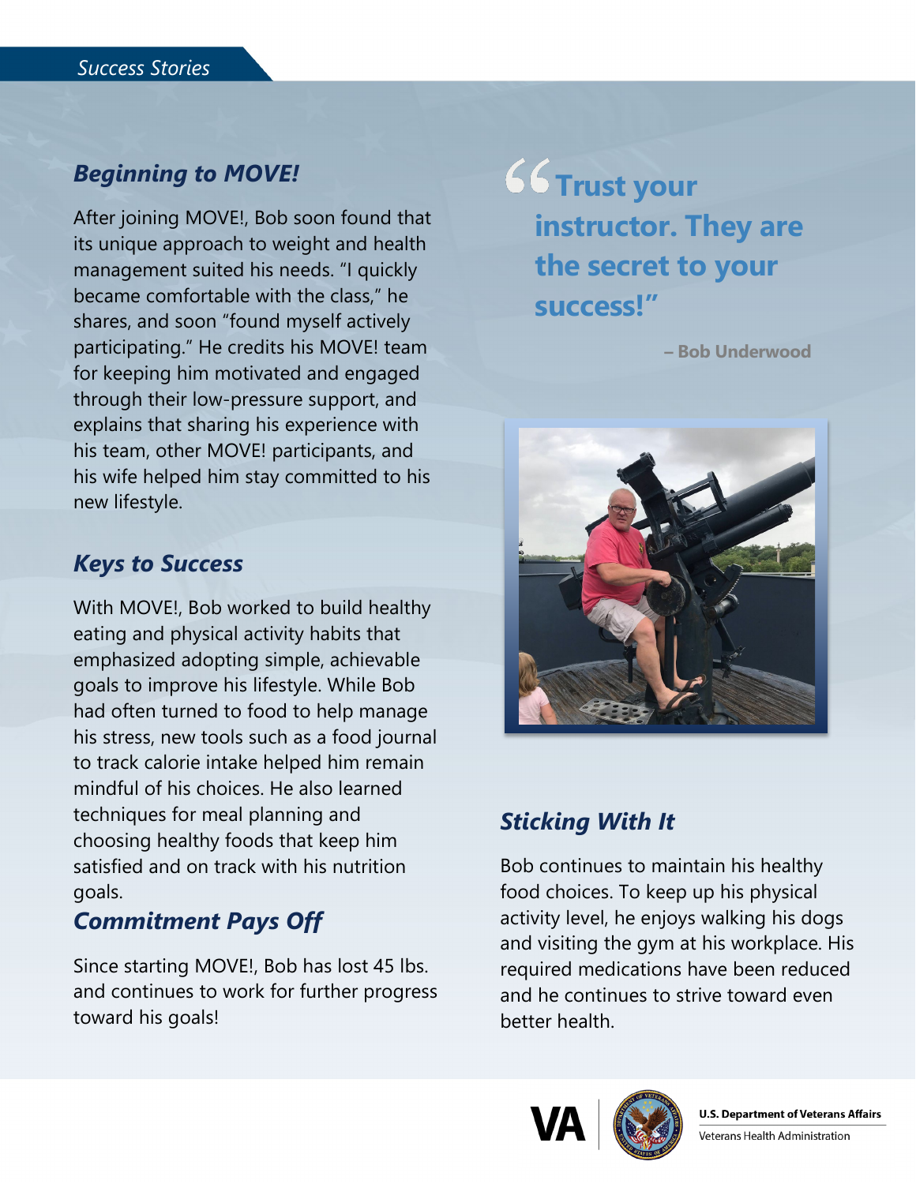## Beginning to MOVE!

After joining MOVE!, Bob soon found that its unique approach to weight and health management suited his needs. "I quickly became comfortable with the class," he shares, and soon "found myself actively participating." He credits his MOVE! team for keeping him motivated and engaged through their low-pressure support, and explains that sharing his experience with his team, other MOVE! participants, and his wife helped him stay committed to his new lifestyle.

## Keys to Success

With MOVE!, Bob worked to build healthy eating and physical activity habits that emphasized adopting simple, achievable goals to improve his lifestyle. While Bob had often turned to food to help manage his stress, new tools such as a food journal to track calorie intake helped him remain mindful of his choices. He also learned techniques for meal planning and choosing healthy foods that keep him satisfied and on track with his nutrition goals.

## Commitment Pays Off

Since starting MOVE!, Bob has lost 45 lbs. and continues to work for further progress toward his goals!

> **"Trust your instructor. They are the secret to your success!"**
>
> **– Bob Underwood**

## Sticking With It

Bob continues to maintain his healthy food choices. To keep up his physical activity level, he enjoys walking his dogs and visiting the gym at his workplace. His required medications have been reduced and he continues to strive toward even better health.

**U.S. Department of Veterans Affairs**
Veterans Health Administration